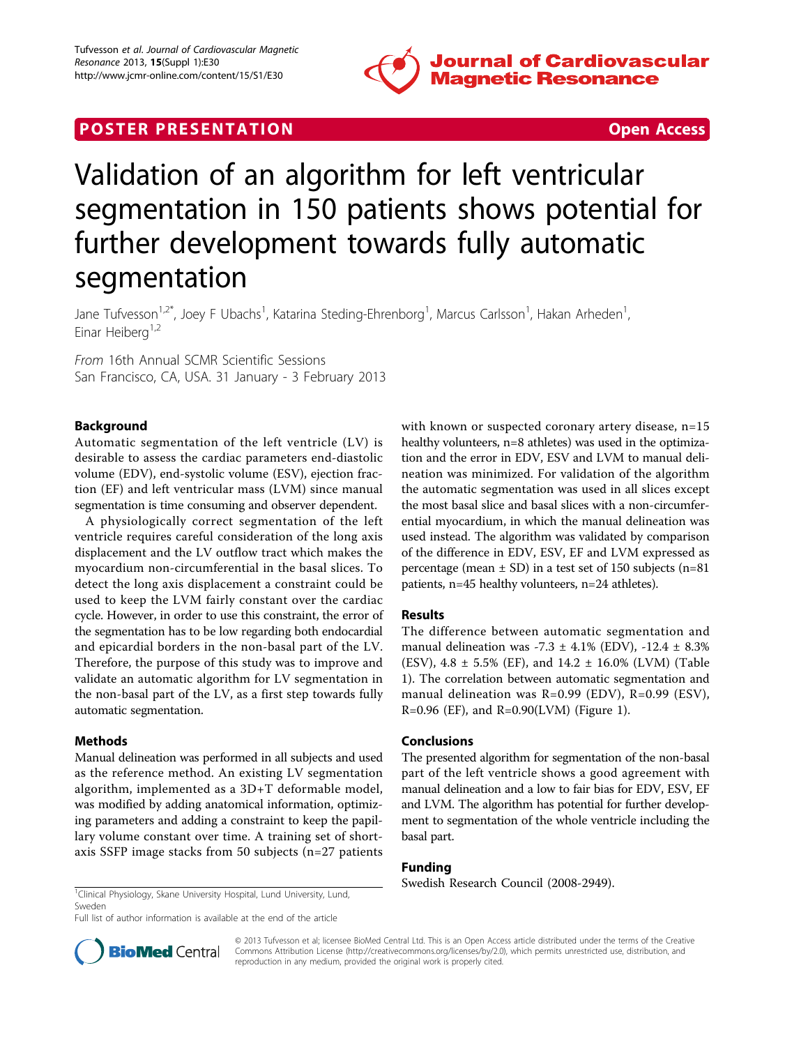POSTER PRESENTATION Open Access

# Validation of an algorithm for left ventricular segmentation in 150 patients shows potential for further development towards fully automatic segmentation

Jane Tufvesson[1,2*], Joey F Ubachs[1], Katarina Steding-Ehrenborg[1], Marcus Carlsson[1], Hakan Arheden[1], Einar Heiberg[1,2]

*From* 16th Annual SCMR Scientific Sessions
San Francisco, CA, USA. 31 January - 3 February 2013

## Background

Automatic segmentation of the left ventricle (LV) is desirable to assess the cardiac parameters end-diastolic volume (EDV), end-systolic volume (ESV), ejection fraction (EF) and left ventricular mass (LVM) since manual segmentation is time consuming and observer dependent.

A physiologically correct segmentation of the left ventricle requires careful consideration of the long axis displacement and the LV outflow tract which makes the myocardium non-circumferential in the basal slices. To detect the long axis displacement a constraint could be used to keep the LVM fairly constant over the cardiac cycle. However, in order to use this constraint, the error of the segmentation has to be low regarding both endocardial and epicardial borders in the non-basal part of the LV. Therefore, the purpose of this study was to improve and validate an automatic algorithm for LV segmentation in the non-basal part of the LV, as a first step towards fully automatic segmentation.

## Methods

Manual delineation was performed in all subjects and used as the reference method. An existing LV segmentation algorithm, implemented as a 3D+T deformable model, was modified by adding anatomical information, optimizing parameters and adding a constraint to keep the papillary volume constant over time. A training set of short-axis SSFP image stacks from 50 subjects (n=27 patients with known or suspected coronary artery disease, n=15 healthy volunteers, n=8 athletes) was used in the optimization and the error in EDV, ESV and LVM to manual delineation was minimized. For validation of the algorithm the automatic segmentation was used in all slices except the most basal slice and basal slices with a non-circumferential myocardium, in which the manual delineation was used instead. The algorithm was validated by comparison of the difference in EDV, ESV, EF and LVM expressed as percentage (mean ± SD) in a test set of 150 subjects (n=81 patients, n=45 healthy volunteers, n=24 athletes).

## Results

The difference between automatic segmentation and manual delineation was -7.3 ± 4.1% (EDV), -12.4 ± 8.3% (ESV), 4.8 ± 5.5% (EF), and 14.2 ± 16.0% (LVM) (Table 1). The correlation between automatic segmentation and manual delineation was R=0.99 (EDV), R=0.99 (ESV), R=0.96 (EF), and R=0.90(LVM) (Figure 1).

## Conclusions

The presented algorithm for segmentation of the non-basal part of the left ventricle shows a good agreement with manual delineation and a low to fair bias for EDV, ESV, EF and LVM. The algorithm has potential for further development to segmentation of the whole ventricle including the basal part.

## Funding

Swedish Research Council (2008-2949).

[1]Clinical Physiology, Skane University Hospital, Lund University, Lund, Sweden
Full list of author information is available at the end of the article

© 2013 Tufvesson et al; licensee BioMed Central Ltd. This is an Open Access article distributed under the terms of the Creative Commons Attribution License (http://creativecommons.org/licenses/by/2.0), which permits unrestricted use, distribution, and reproduction in any medium, provided the original work is properly cited.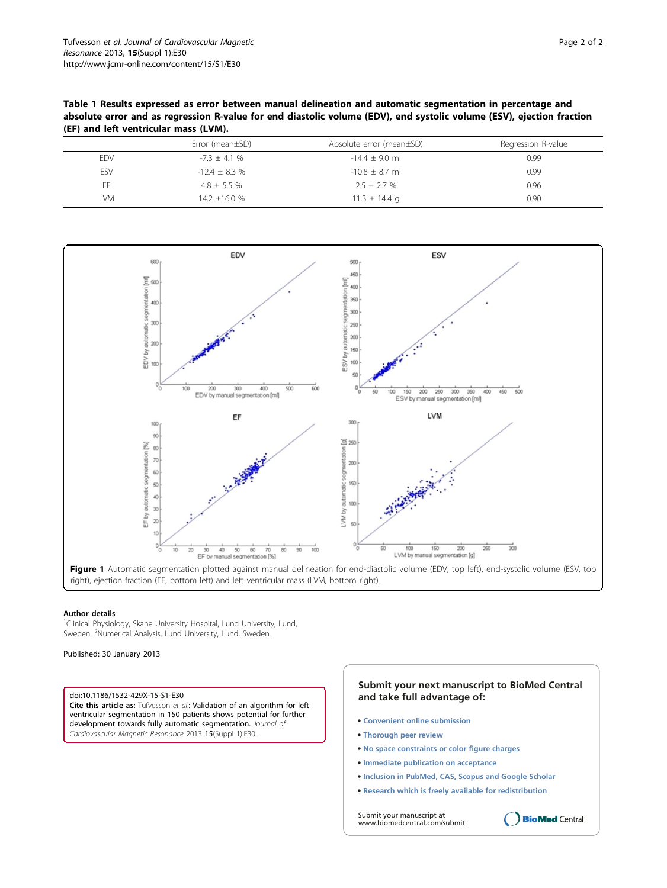**Table 1 Results expressed as error between manual delineation and automatic segmentation in percentage and absolute error and as regression R-value for end diastolic volume (EDV), end systolic volume (ESV), ejection fraction (EF) and left ventricular mass (LVM).**

| | Error (mean±SD) | Absolute error (mean±SD) | Regression R-value |
|---|---|---|---|
| EDV | -7.3 ± 4.1 % | -14.4 ± 9.0 ml | 0.99 |
| ESV | -12.4 ± 8.3 % | -10.8 ± 8.7 ml | 0.99 |
| EF | 4.8 ± 5.5 % | 2.5 ± 2.7 % | 0.96 |
| LVM | 14.2 ±16.0 % | 11.3 ± 14.4 g | 0.90 |

EDV
EDV by automatic segmentation [ml]
EDV by manual segmentation [ml]

ESV
ESV by automatic segmentation [ml]
ESV by manual segmentation [ml]

EF
EF by automatic segmentation [%]
EF by manual segmentation [%]

LVM
LVM by automatic segmentation [g]
LVM by manual segmentation [g]

**Figure 1** Automatic segmentation plotted against manual delineation for end-diastolic volume (EDV, top left), end-systolic volume (ESV, top right), ejection fraction (EF, bottom left) and left ventricular mass (LVM, bottom right).

**Author details**

[1]Clinical Physiology, Skane University Hospital, Lund University, Lund, Sweden. [2]Numerical Analysis, Lund University, Lund, Sweden.

Published: 30 January 2013

doi:10.1186/1532-429X-15-S1-E30

**Cite this article as:** Tufvesson *et al.*: Validation of an algorithm for left ventricular segmentation in 150 patients shows potential for further development towards fully automatic segmentation. *Journal of Cardiovascular Magnetic Resonance* 2013 **15**(Suppl 1):E30.

**Submit your next manuscript to BioMed Central and take full advantage of:**

- Convenient online submission
- Thorough peer review
- No space constraints or color figure charges
- Immediate publication on acceptance
- Inclusion in PubMed, CAS, Scopus and Google Scholar
- Research which is freely available for redistribution

Submit your manuscript at www.biomedcentral.com/submit